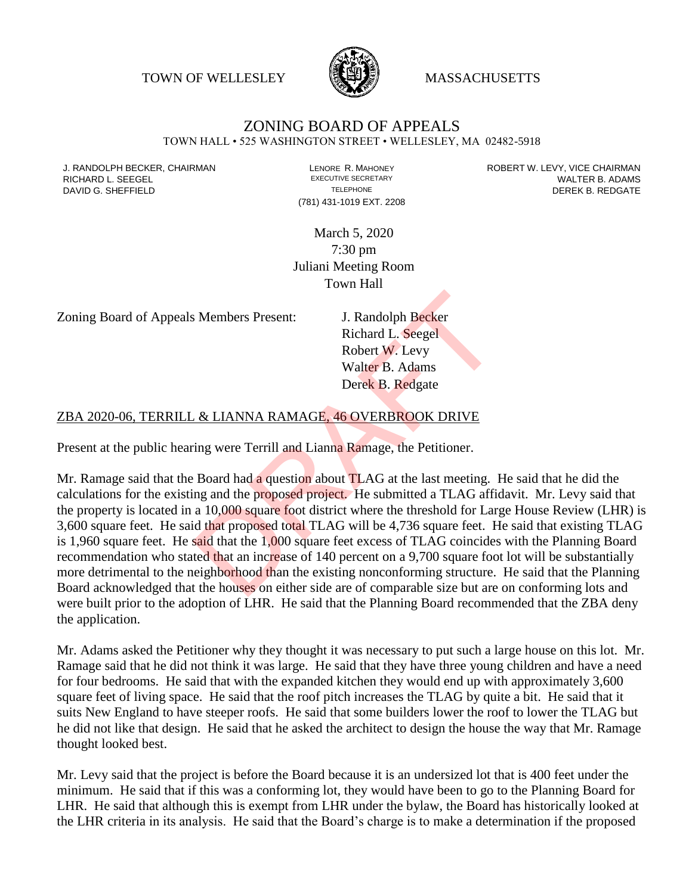TOWN OF WELLESLEY MASSACHUSETTS

# ZONING BOARD OF APPEALS

TOWN HALL • 525 WASHINGTON STREET • WELLESLEY, MA 02482-5918

| | | |
|---|---|---|
| J. RANDOLPH BECKER, CHAIRMAN | LENORE R. MAHONEY | ROBERT W. LEVY, VICE CHAIRMAN |
| RICHARD L. SEEGEL | EXECUTIVE SECRETARY | WALTER B. ADAMS |
| DAVID G. SHEFFIELD | TELEPHONE | DEREK B. REDGATE |
| | (781) 431-1019 EXT. 2208 | |

March 5, 2020
7:30 pm
Juliani Meeting Room
Town Hall

Zoning Board of Appeals Members Present: J. Randolph Becker
Richard L. Seegel
Robert W. Levy
Walter B. Adams
Derek B. Redgate

ZBA 2020-06, TERRILL & LIANNA RAMAGE, 46 OVERBROOK DRIVE

Present at the public hearing were Terrill and Lianna Ramage, the Petitioner.

Mr. Ramage said that the Board had a question about TLAG at the last meeting. He said that he did the calculations for the existing and the proposed project. He submitted a TLAG affidavit. Mr. Levy said that the property is located in a 10,000 square foot district where the threshold for Large House Review (LHR) is 3,600 square feet. He said that proposed total TLAG will be 4,736 square feet. He said that existing TLAG is 1,960 square feet. He said that the 1,000 square feet excess of TLAG coincides with the Planning Board recommendation who stated that an increase of 140 percent on a 9,700 square foot lot will be substantially more detrimental to the neighborhood than the existing nonconforming structure. He said that the Planning Board acknowledged that the houses on either side are of comparable size but are on conforming lots and were built prior to the adoption of LHR. He said that the Planning Board recommended that the ZBA deny the application.

Mr. Adams asked the Petitioner why they thought it was necessary to put such a large house on this lot. Mr. Ramage said that he did not think it was large. He said that they have three young children and have a need for four bedrooms. He said that with the expanded kitchen they would end up with approximately 3,600 square feet of living space. He said that the roof pitch increases the TLAG by quite a bit. He said that it suits New England to have steeper roofs. He said that some builders lower the roof to lower the TLAG but he did not like that design. He said that he asked the architect to design the house the way that Mr. Ramage thought looked best.

Mr. Levy said that the project is before the Board because it is an undersized lot that is 400 feet under the minimum. He said that if this was a conforming lot, they would have been to go to the Planning Board for LHR. He said that although this is exempt from LHR under the bylaw, the Board has historically looked at the LHR criteria in its analysis. He said that the Board's charge is to make a determination if the proposed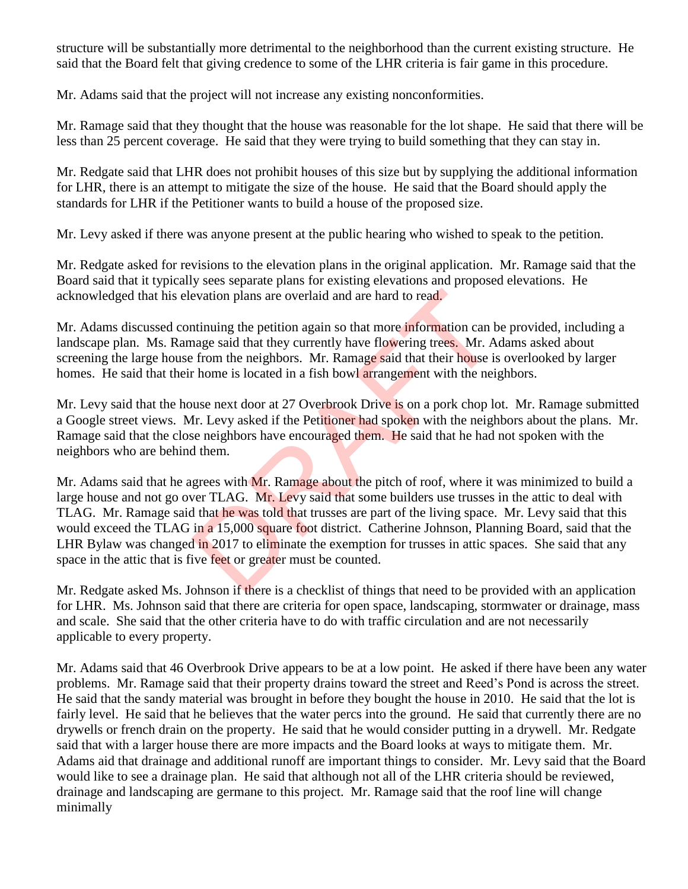structure will be substantially more detrimental to the neighborhood than the current existing structure. He said that the Board felt that giving credence to some of the LHR criteria is fair game in this procedure.

Mr. Adams said that the project will not increase any existing nonconformities.

Mr. Ramage said that they thought that the house was reasonable for the lot shape. He said that there will be less than 25 percent coverage. He said that they were trying to build something that they can stay in.

Mr. Redgate said that LHR does not prohibit houses of this size but by supplying the additional information for LHR, there is an attempt to mitigate the size of the house. He said that the Board should apply the standards for LHR if the Petitioner wants to build a house of the proposed size.

Mr. Levy asked if there was anyone present at the public hearing who wished to speak to the petition.

Mr. Redgate asked for revisions to the elevation plans in the original application. Mr. Ramage said that the Board said that it typically sees separate plans for existing elevations and proposed elevations. He acknowledged that his elevation plans are overlaid and are hard to read.

Mr. Adams discussed continuing the petition again so that more information can be provided, including a landscape plan. Ms. Ramage said that they currently have flowering trees. Mr. Adams asked about screening the large house from the neighbors. Mr. Ramage said that their house is overlooked by larger homes. He said that their home is located in a fish bowl arrangement with the neighbors.

Mr. Levy said that the house next door at 27 Overbrook Drive is on a pork chop lot. Mr. Ramage submitted a Google street views. Mr. Levy asked if the Petitioner had spoken with the neighbors about the plans. Mr. Ramage said that the close neighbors have encouraged them. He said that he had not spoken with the neighbors who are behind them.

Mr. Adams said that he agrees with Mr. Ramage about the pitch of roof, where it was minimized to build a large house and not go over TLAG. Mr. Levy said that some builders use trusses in the attic to deal with TLAG. Mr. Ramage said that he was told that trusses are part of the living space. Mr. Levy said that this would exceed the TLAG in a 15,000 square foot district. Catherine Johnson, Planning Board, said that the LHR Bylaw was changed in 2017 to eliminate the exemption for trusses in attic spaces. She said that any space in the attic that is five feet or greater must be counted.

Mr. Redgate asked Ms. Johnson if there is a checklist of things that need to be provided with an application for LHR. Ms. Johnson said that there are criteria for open space, landscaping, stormwater or drainage, mass and scale. She said that the other criteria have to do with traffic circulation and are not necessarily applicable to every property.

Mr. Adams said that 46 Overbrook Drive appears to be at a low point. He asked if there have been any water problems. Mr. Ramage said that their property drains toward the street and Reed's Pond is across the street. He said that the sandy material was brought in before they bought the house in 2010. He said that the lot is fairly level. He said that he believes that the water percs into the ground. He said that currently there are no drywells or french drain on the property. He said that he would consider putting in a drywell. Mr. Redgate said that with a larger house there are more impacts and the Board looks at ways to mitigate them. Mr. Adams aid that drainage and additional runoff are important things to consider. Mr. Levy said that the Board would like to see a drainage plan. He said that although not all of the LHR criteria should be reviewed, drainage and landscaping are germane to this project. Mr. Ramage said that the roof line will change minimally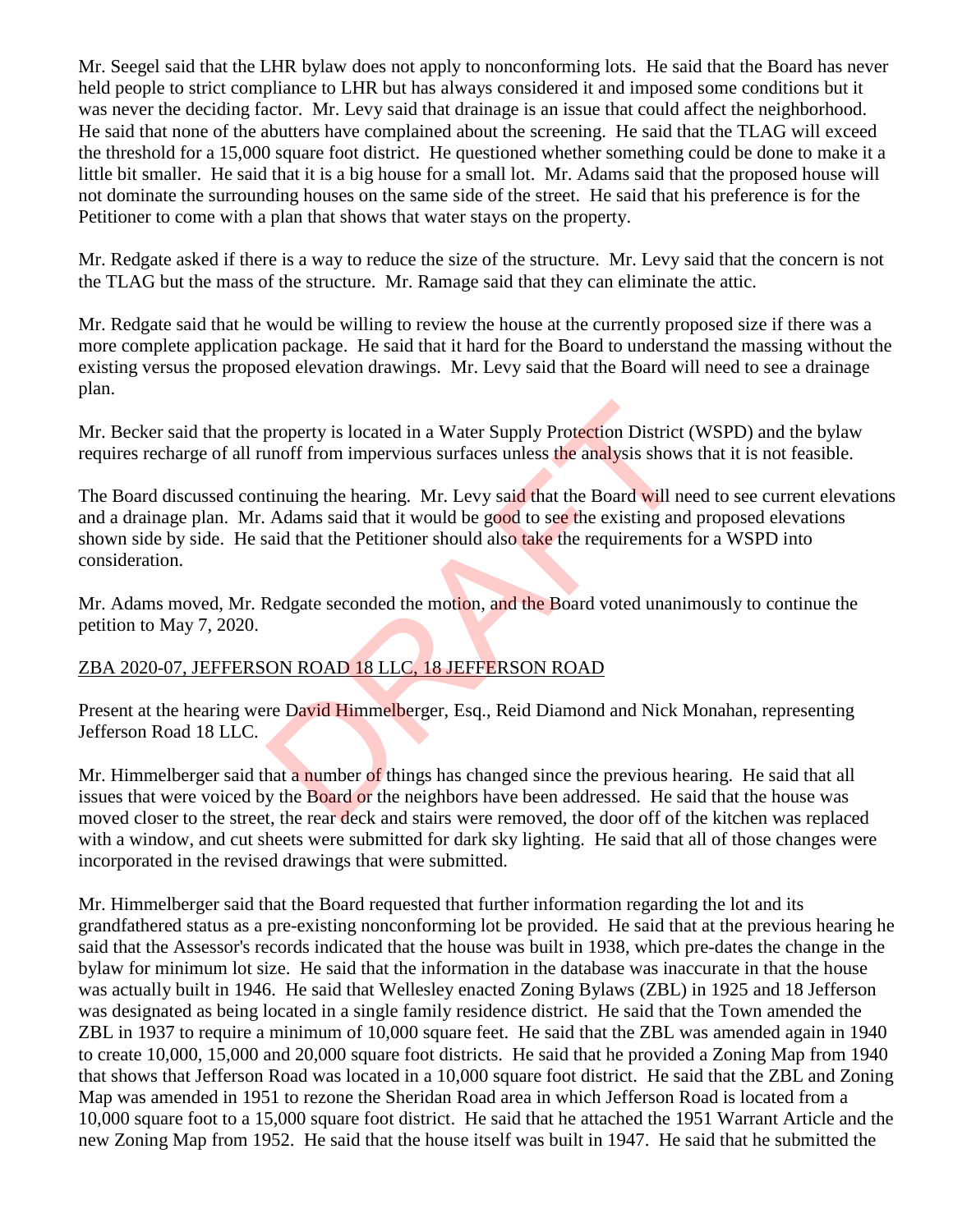Mr. Seegel said that the LHR bylaw does not apply to nonconforming lots. He said that the Board has never held people to strict compliance to LHR but has always considered it and imposed some conditions but it was never the deciding factor. Mr. Levy said that drainage is an issue that could affect the neighborhood. He said that none of the abutters have complained about the screening. He said that the TLAG will exceed the threshold for a 15,000 square foot district. He questioned whether something could be done to make it a little bit smaller. He said that it is a big house for a small lot. Mr. Adams said that the proposed house will not dominate the surrounding houses on the same side of the street. He said that his preference is for the Petitioner to come with a plan that shows that water stays on the property.

Mr. Redgate asked if there is a way to reduce the size of the structure. Mr. Levy said that the concern is not the TLAG but the mass of the structure. Mr. Ramage said that they can eliminate the attic.

Mr. Redgate said that he would be willing to review the house at the currently proposed size if there was a more complete application package. He said that it hard for the Board to understand the massing without the existing versus the proposed elevation drawings. Mr. Levy said that the Board will need to see a drainage plan.

Mr. Becker said that the property is located in a Water Supply Protection District (WSPD) and the bylaw requires recharge of all runoff from impervious surfaces unless the analysis shows that it is not feasible.

The Board discussed continuing the hearing. Mr. Levy said that the Board will need to see current elevations and a drainage plan. Mr. Adams said that it would be good to see the existing and proposed elevations shown side by side. He said that the Petitioner should also take the requirements for a WSPD into consideration.

Mr. Adams moved, Mr. Redgate seconded the motion, and the Board voted unanimously to continue the petition to May 7, 2020.

ZBA 2020-07, JEFFERSON ROAD 18 LLC, 18 JEFFERSON ROAD

Present at the hearing were David Himmelberger, Esq., Reid Diamond and Nick Monahan, representing Jefferson Road 18 LLC.

Mr. Himmelberger said that a number of things has changed since the previous hearing. He said that all issues that were voiced by the Board or the neighbors have been addressed. He said that the house was moved closer to the street, the rear deck and stairs were removed, the door off of the kitchen was replaced with a window, and cut sheets were submitted for dark sky lighting. He said that all of those changes were incorporated in the revised drawings that were submitted.

Mr. Himmelberger said that the Board requested that further information regarding the lot and its grandfathered status as a pre-existing nonconforming lot be provided. He said that at the previous hearing he said that the Assessor's records indicated that the house was built in 1938, which pre-dates the change in the bylaw for minimum lot size. He said that the information in the database was inaccurate in that the house was actually built in 1946. He said that Wellesley enacted Zoning Bylaws (ZBL) in 1925 and 18 Jefferson was designated as being located in a single family residence district. He said that the Town amended the ZBL in 1937 to require a minimum of 10,000 square feet. He said that the ZBL was amended again in 1940 to create 10,000, 15,000 and 20,000 square foot districts. He said that he provided a Zoning Map from 1940 that shows that Jefferson Road was located in a 10,000 square foot district. He said that the ZBL and Zoning Map was amended in 1951 to rezone the Sheridan Road area in which Jefferson Road is located from a 10,000 square foot to a 15,000 square foot district. He said that he attached the 1951 Warrant Article and the new Zoning Map from 1952. He said that the house itself was built in 1947. He said that he submitted the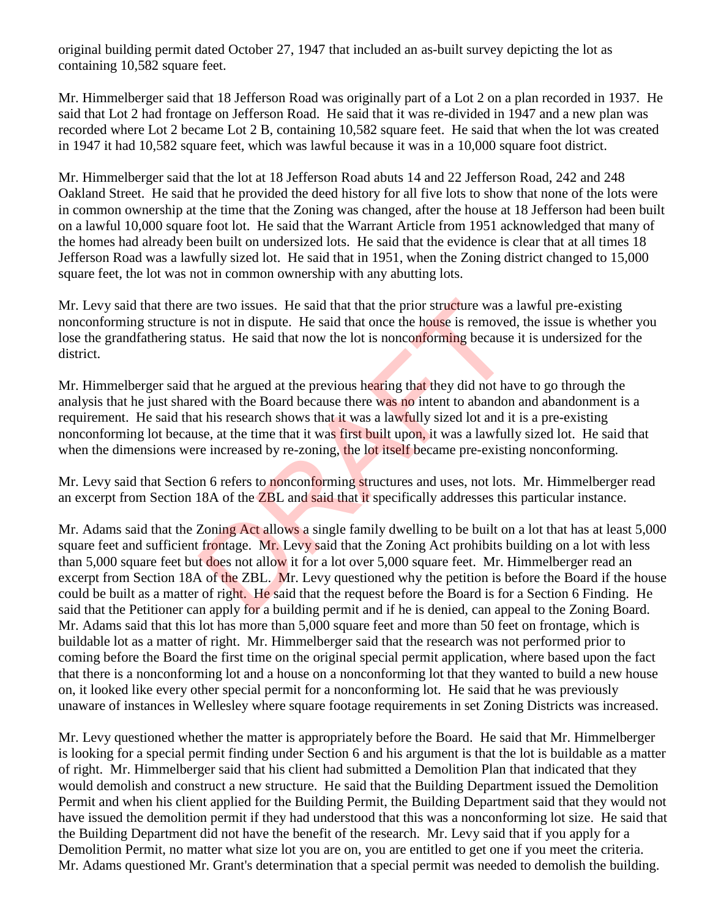original building permit dated October 27, 1947 that included an as-built survey depicting the lot as containing 10,582 square feet.

Mr. Himmelberger said that 18 Jefferson Road was originally part of a Lot 2 on a plan recorded in 1937. He said that Lot 2 had frontage on Jefferson Road. He said that it was re-divided in 1947 and a new plan was recorded where Lot 2 became Lot 2 B, containing 10,582 square feet. He said that when the lot was created in 1947 it had 10,582 square feet, which was lawful because it was in a 10,000 square foot district.

Mr. Himmelberger said that the lot at 18 Jefferson Road abuts 14 and 22 Jefferson Road, 242 and 248 Oakland Street. He said that he provided the deed history for all five lots to show that none of the lots were in common ownership at the time that the Zoning was changed, after the house at 18 Jefferson had been built on a lawful 10,000 square foot lot. He said that the Warrant Article from 1951 acknowledged that many of the homes had already been built on undersized lots. He said that the evidence is clear that at all times 18 Jefferson Road was a lawfully sized lot. He said that in 1951, when the Zoning district changed to 15,000 square feet, the lot was not in common ownership with any abutting lots.

Mr. Levy said that there are two issues. He said that that the prior structure was a lawful pre-existing nonconforming structure is not in dispute. He said that once the house is removed, the issue is whether you lose the grandfathering status. He said that now the lot is nonconforming because it is undersized for the district.

Mr. Himmelberger said that he argued at the previous hearing that they did not have to go through the analysis that he just shared with the Board because there was no intent to abandon and abandonment is a requirement. He said that his research shows that it was a lawfully sized lot and it is a pre-existing nonconforming lot because, at the time that it was first built upon, it was a lawfully sized lot. He said that when the dimensions were increased by re-zoning, the lot itself became pre-existing nonconforming.

Mr. Levy said that Section 6 refers to nonconforming structures and uses, not lots. Mr. Himmelberger read an excerpt from Section 18A of the ZBL and said that it specifically addresses this particular instance.

Mr. Adams said that the Zoning Act allows a single family dwelling to be built on a lot that has at least 5,000 square feet and sufficient frontage. Mr. Levy said that the Zoning Act prohibits building on a lot with less than 5,000 square feet but does not allow it for a lot over 5,000 square feet. Mr. Himmelberger read an excerpt from Section 18A of the ZBL. Mr. Levy questioned why the petition is before the Board if the house could be built as a matter of right. He said that the request before the Board is for a Section 6 Finding. He said that the Petitioner can apply for a building permit and if he is denied, can appeal to the Zoning Board. Mr. Adams said that this lot has more than 5,000 square feet and more than 50 feet on frontage, which is buildable lot as a matter of right. Mr. Himmelberger said that the research was not performed prior to coming before the Board the first time on the original special permit application, where based upon the fact that there is a nonconforming lot and a house on a nonconforming lot that they wanted to build a new house on, it looked like every other special permit for a nonconforming lot. He said that he was previously unaware of instances in Wellesley where square footage requirements in set Zoning Districts was increased.

Mr. Levy questioned whether the matter is appropriately before the Board. He said that Mr. Himmelberger is looking for a special permit finding under Section 6 and his argument is that the lot is buildable as a matter of right. Mr. Himmelberger said that his client had submitted a Demolition Plan that indicated that they would demolish and construct a new structure. He said that the Building Department issued the Demolition Permit and when his client applied for the Building Permit, the Building Department said that they would not have issued the demolition permit if they had understood that this was a nonconforming lot size. He said that the Building Department did not have the benefit of the research. Mr. Levy said that if you apply for a Demolition Permit, no matter what size lot you are on, you are entitled to get one if you meet the criteria. Mr. Adams questioned Mr. Grant's determination that a special permit was needed to demolish the building.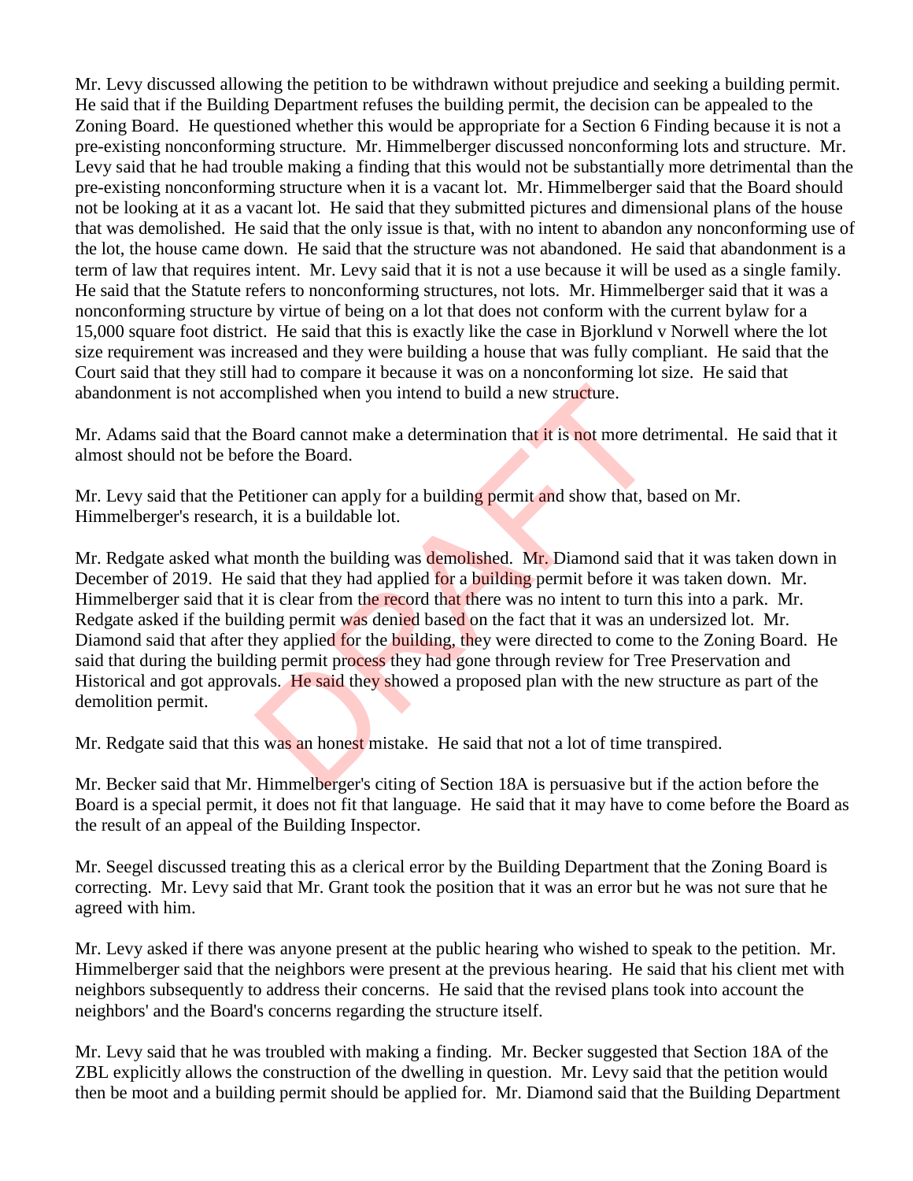Mr. Levy discussed allowing the petition to be withdrawn without prejudice and seeking a building permit. He said that if the Building Department refuses the building permit, the decision can be appealed to the Zoning Board. He questioned whether this would be appropriate for a Section 6 Finding because it is not a pre-existing nonconforming structure. Mr. Himmelberger discussed nonconforming lots and structure. Mr. Levy said that he had trouble making a finding that this would not be substantially more detrimental than the pre-existing nonconforming structure when it is a vacant lot. Mr. Himmelberger said that the Board should not be looking at it as a vacant lot. He said that they submitted pictures and dimensional plans of the house that was demolished. He said that the only issue is that, with no intent to abandon any nonconforming use of the lot, the house came down. He said that the structure was not abandoned. He said that abandonment is a term of law that requires intent. Mr. Levy said that it is not a use because it will be used as a single family. He said that the Statute refers to nonconforming structures, not lots. Mr. Himmelberger said that it was a nonconforming structure by virtue of being on a lot that does not conform with the current bylaw for a 15,000 square foot district. He said that this is exactly like the case in Bjorklund v Norwell where the lot size requirement was increased and they were building a house that was fully compliant. He said that the Court said that they still had to compare it because it was on a nonconforming lot size. He said that abandonment is not accomplished when you intend to build a new structure.

Mr. Adams said that the Board cannot make a determination that it is not more detrimental. He said that it almost should not be before the Board.

Mr. Levy said that the Petitioner can apply for a building permit and show that, based on Mr. Himmelberger's research, it is a buildable lot.

Mr. Redgate asked what month the building was demolished. Mr. Diamond said that it was taken down in December of 2019. He said that they had applied for a building permit before it was taken down. Mr. Himmelberger said that it is clear from the record that there was no intent to turn this into a park. Mr. Redgate asked if the building permit was denied based on the fact that it was an undersized lot. Mr. Diamond said that after they applied for the building, they were directed to come to the Zoning Board. He said that during the building permit process they had gone through review for Tree Preservation and Historical and got approvals. He said they showed a proposed plan with the new structure as part of the demolition permit.

Mr. Redgate said that this was an honest mistake. He said that not a lot of time transpired.

Mr. Becker said that Mr. Himmelberger's citing of Section 18A is persuasive but if the action before the Board is a special permit, it does not fit that language. He said that it may have to come before the Board as the result of an appeal of the Building Inspector.

Mr. Seegel discussed treating this as a clerical error by the Building Department that the Zoning Board is correcting. Mr. Levy said that Mr. Grant took the position that it was an error but he was not sure that he agreed with him.

Mr. Levy asked if there was anyone present at the public hearing who wished to speak to the petition. Mr. Himmelberger said that the neighbors were present at the previous hearing. He said that his client met with neighbors subsequently to address their concerns. He said that the revised plans took into account the neighbors' and the Board's concerns regarding the structure itself.

Mr. Levy said that he was troubled with making a finding. Mr. Becker suggested that Section 18A of the ZBL explicitly allows the construction of the dwelling in question. Mr. Levy said that the petition would then be moot and a building permit should be applied for. Mr. Diamond said that the Building Department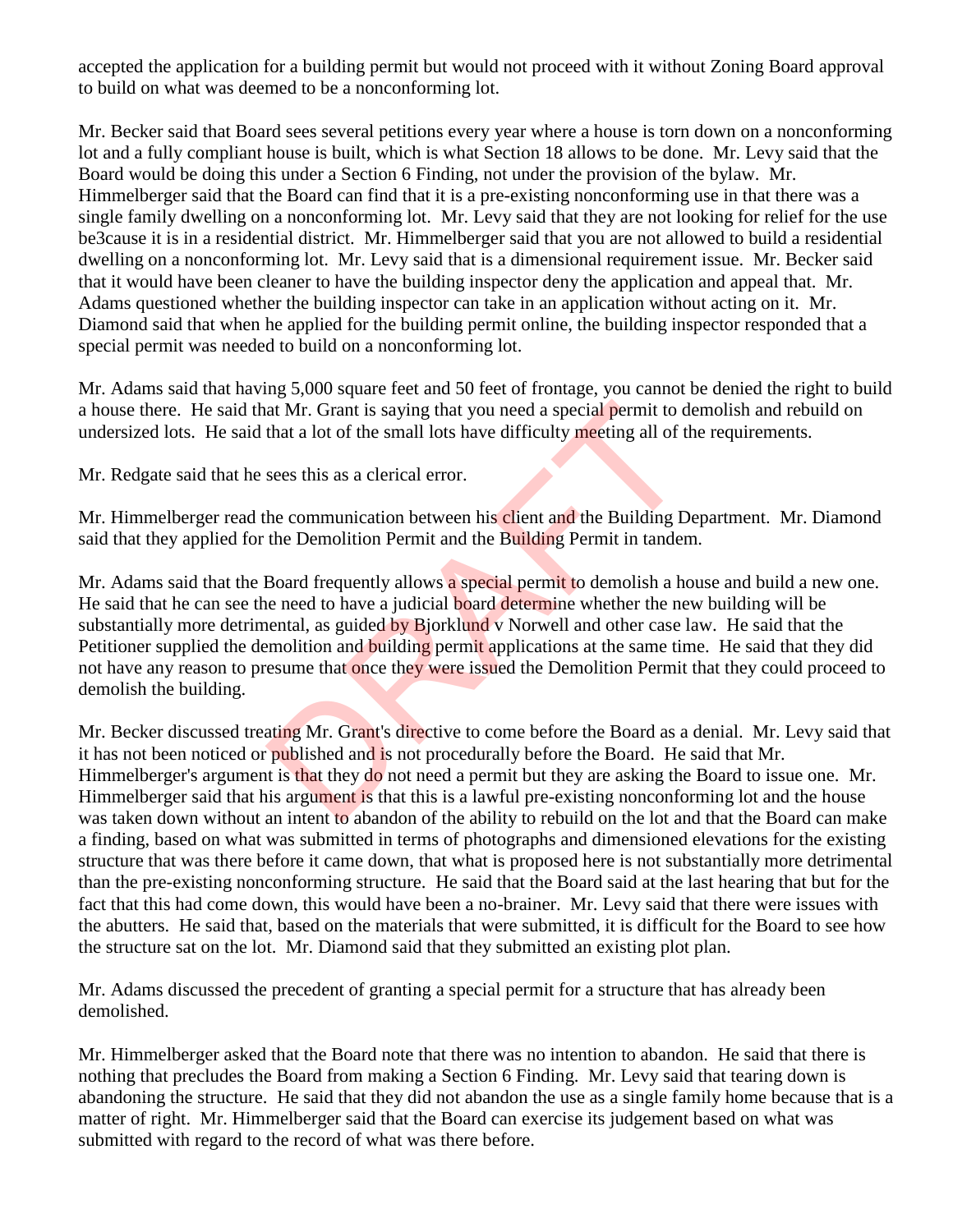accepted the application for a building permit but would not proceed with it without Zoning Board approval to build on what was deemed to be a nonconforming lot.

Mr. Becker said that Board sees several petitions every year where a house is torn down on a nonconforming lot and a fully compliant house is built, which is what Section 18 allows to be done. Mr. Levy said that the Board would be doing this under a Section 6 Finding, not under the provision of the bylaw. Mr. Himmelberger said that the Board can find that it is a pre-existing nonconforming use in that there was a single family dwelling on a nonconforming lot. Mr. Levy said that they are not looking for relief for the use be3cause it is in a residential district. Mr. Himmelberger said that you are not allowed to build a residential dwelling on a nonconforming lot. Mr. Levy said that is a dimensional requirement issue. Mr. Becker said that it would have been cleaner to have the building inspector deny the application and appeal that. Mr. Adams questioned whether the building inspector can take in an application without acting on it. Mr. Diamond said that when he applied for the building permit online, the building inspector responded that a special permit was needed to build on a nonconforming lot.

Mr. Adams said that having 5,000 square feet and 50 feet of frontage, you cannot be denied the right to build a house there. He said that Mr. Grant is saying that you need a special permit to demolish and rebuild on undersized lots. He said that a lot of the small lots have difficulty meeting all of the requirements.

Mr. Redgate said that he sees this as a clerical error.

Mr. Himmelberger read the communication between his client and the Building Department. Mr. Diamond said that they applied for the Demolition Permit and the Building Permit in tandem.

Mr. Adams said that the Board frequently allows a special permit to demolish a house and build a new one. He said that he can see the need to have a judicial board determine whether the new building will be substantially more detrimental, as guided by Bjorklund v Norwell and other case law. He said that the Petitioner supplied the demolition and building permit applications at the same time. He said that they did not have any reason to presume that once they were issued the Demolition Permit that they could proceed to demolish the building.

Mr. Becker discussed treating Mr. Grant's directive to come before the Board as a denial. Mr. Levy said that it has not been noticed or published and is not procedurally before the Board. He said that Mr. Himmelberger's argument is that they do not need a permit but they are asking the Board to issue one. Mr. Himmelberger said that his argument is that this is a lawful pre-existing nonconforming lot and the house was taken down without an intent to abandon of the ability to rebuild on the lot and that the Board can make a finding, based on what was submitted in terms of photographs and dimensioned elevations for the existing structure that was there before it came down, that what is proposed here is not substantially more detrimental than the pre-existing nonconforming structure. He said that the Board said at the last hearing that but for the fact that this had come down, this would have been a no-brainer. Mr. Levy said that there were issues with the abutters. He said that, based on the materials that were submitted, it is difficult for the Board to see how the structure sat on the lot. Mr. Diamond said that they submitted an existing plot plan.

Mr. Adams discussed the precedent of granting a special permit for a structure that has already been demolished.

Mr. Himmelberger asked that the Board note that there was no intention to abandon. He said that there is nothing that precludes the Board from making a Section 6 Finding. Mr. Levy said that tearing down is abandoning the structure. He said that they did not abandon the use as a single family home because that is a matter of right. Mr. Himmelberger said that the Board can exercise its judgement based on what was submitted with regard to the record of what was there before.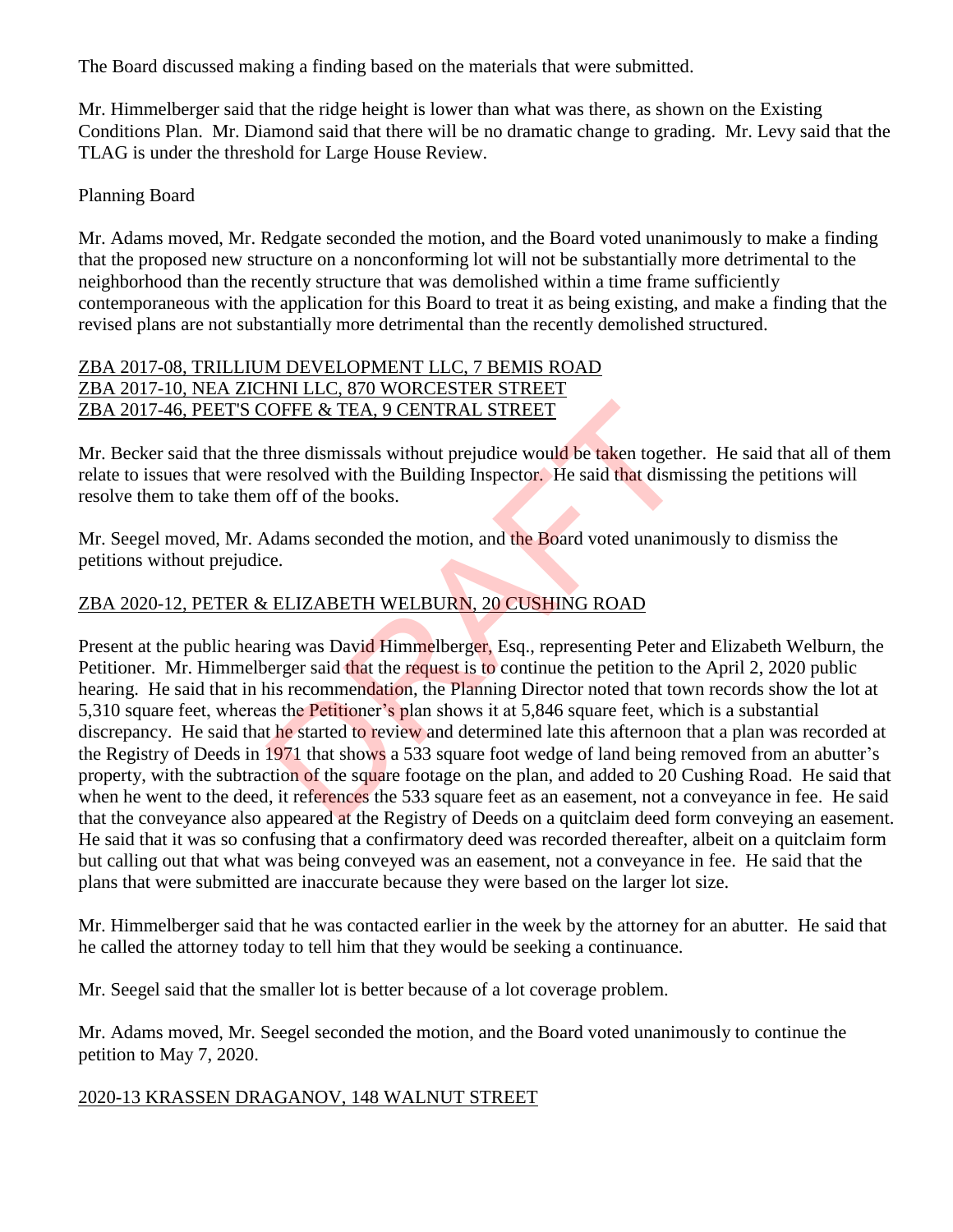The Board discussed making a finding based on the materials that were submitted.

Mr. Himmelberger said that the ridge height is lower than what was there, as shown on the Existing Conditions Plan. Mr. Diamond said that there will be no dramatic change to grading. Mr. Levy said that the TLAG is under the threshold for Large House Review.

Planning Board

Mr. Adams moved, Mr. Redgate seconded the motion, and the Board voted unanimously to make a finding that the proposed new structure on a nonconforming lot will not be substantially more detrimental to the neighborhood than the recently structure that was demolished within a time frame sufficiently contemporaneous with the application for this Board to treat it as being existing, and make a finding that the revised plans are not substantially more detrimental than the recently demolished structured.

ZBA 2017-08, TRILLIUM DEVELOPMENT LLC, 7 BEMIS ROAD
ZBA 2017-10, NEA ZICHNI LLC, 870 WORCESTER STREET
ZBA 2017-46, PEET'S COFFE & TEA, 9 CENTRAL STREET

Mr. Becker said that the three dismissals without prejudice would be taken together. He said that all of them relate to issues that were resolved with the Building Inspector. He said that dismissing the petitions will resolve them to take them off of the books.

Mr. Seegel moved, Mr. Adams seconded the motion, and the Board voted unanimously to dismiss the petitions without prejudice.

ZBA 2020-12, PETER & ELIZABETH WELBURN, 20 CUSHING ROAD

Present at the public hearing was David Himmelberger, Esq., representing Peter and Elizabeth Welburn, the Petitioner. Mr. Himmelberger said that the request is to continue the petition to the April 2, 2020 public hearing. He said that in his recommendation, the Planning Director noted that town records show the lot at 5,310 square feet, whereas the Petitioner's plan shows it at 5,846 square feet, which is a substantial discrepancy. He said that he started to review and determined late this afternoon that a plan was recorded at the Registry of Deeds in 1971 that shows a 533 square foot wedge of land being removed from an abutter's property, with the subtraction of the square footage on the plan, and added to 20 Cushing Road. He said that when he went to the deed, it references the 533 square feet as an easement, not a conveyance in fee. He said that the conveyance also appeared at the Registry of Deeds on a quitclaim deed form conveying an easement. He said that it was so confusing that a confirmatory deed was recorded thereafter, albeit on a quitclaim form but calling out that what was being conveyed was an easement, not a conveyance in fee. He said that the plans that were submitted are inaccurate because they were based on the larger lot size.

Mr. Himmelberger said that he was contacted earlier in the week by the attorney for an abutter. He said that he called the attorney today to tell him that they would be seeking a continuance.

Mr. Seegel said that the smaller lot is better because of a lot coverage problem.

Mr. Adams moved, Mr. Seegel seconded the motion, and the Board voted unanimously to continue the petition to May 7, 2020.

2020-13 KRASSEN DRAGANOV, 148 WALNUT STREET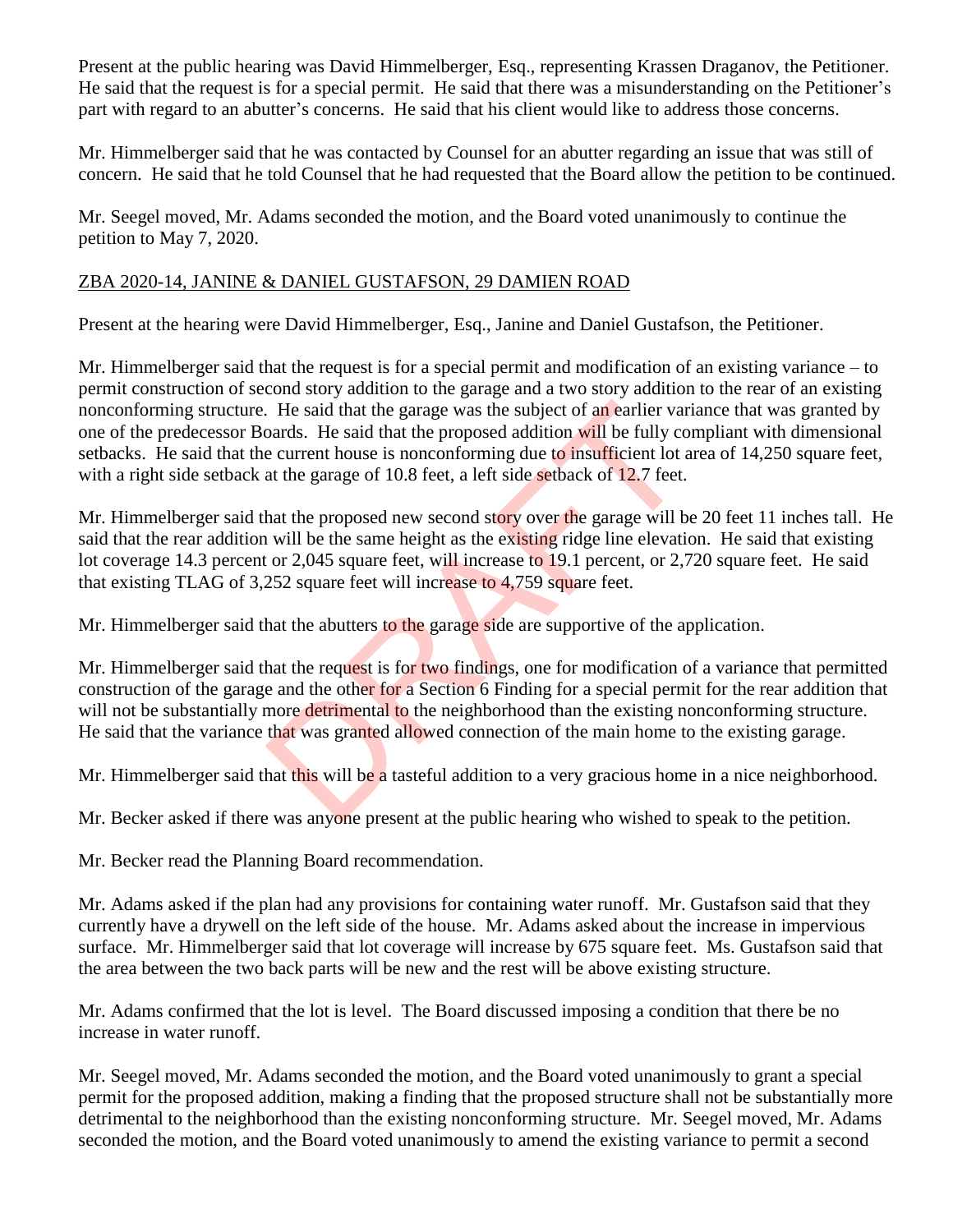Present at the public hearing was David Himmelberger, Esq., representing Krassen Draganov, the Petitioner. He said that the request is for a special permit. He said that there was a misunderstanding on the Petitioner's part with regard to an abutter's concerns. He said that his client would like to address those concerns.

Mr. Himmelberger said that he was contacted by Counsel for an abutter regarding an issue that was still of concern. He said that he told Counsel that he had requested that the Board allow the petition to be continued.

Mr. Seegel moved, Mr. Adams seconded the motion, and the Board voted unanimously to continue the petition to May 7, 2020.

ZBA 2020-14, JANINE & DANIEL GUSTAFSON, 29 DAMIEN ROAD

Present at the hearing were David Himmelberger, Esq., Janine and Daniel Gustafson, the Petitioner.

Mr. Himmelberger said that the request is for a special permit and modification of an existing variance – to permit construction of second story addition to the garage and a two story addition to the rear of an existing nonconforming structure. He said that the garage was the subject of an earlier variance that was granted by one of the predecessor Boards. He said that the proposed addition will be fully compliant with dimensional setbacks. He said that the current house is nonconforming due to insufficient lot area of 14,250 square feet, with a right side setback at the garage of 10.8 feet, a left side setback of 12.7 feet.

Mr. Himmelberger said that the proposed new second story over the garage will be 20 feet 11 inches tall. He said that the rear addition will be the same height as the existing ridge line elevation. He said that existing lot coverage 14.3 percent or 2,045 square feet, will increase to 19.1 percent, or 2,720 square feet. He said that existing TLAG of 3,252 square feet will increase to 4,759 square feet.

Mr. Himmelberger said that the abutters to the garage side are supportive of the application.

Mr. Himmelberger said that the request is for two findings, one for modification of a variance that permitted construction of the garage and the other for a Section 6 Finding for a special permit for the rear addition that will not be substantially more detrimental to the neighborhood than the existing nonconforming structure. He said that the variance that was granted allowed connection of the main home to the existing garage.

Mr. Himmelberger said that this will be a tasteful addition to a very gracious home in a nice neighborhood.

Mr. Becker asked if there was anyone present at the public hearing who wished to speak to the petition.

Mr. Becker read the Planning Board recommendation.

Mr. Adams asked if the plan had any provisions for containing water runoff. Mr. Gustafson said that they currently have a drywell on the left side of the house. Mr. Adams asked about the increase in impervious surface. Mr. Himmelberger said that lot coverage will increase by 675 square feet. Ms. Gustafson said that the area between the two back parts will be new and the rest will be above existing structure.

Mr. Adams confirmed that the lot is level. The Board discussed imposing a condition that there be no increase in water runoff.

Mr. Seegel moved, Mr. Adams seconded the motion, and the Board voted unanimously to grant a special permit for the proposed addition, making a finding that the proposed structure shall not be substantially more detrimental to the neighborhood than the existing nonconforming structure. Mr. Seegel moved, Mr. Adams seconded the motion, and the Board voted unanimously to amend the existing variance to permit a second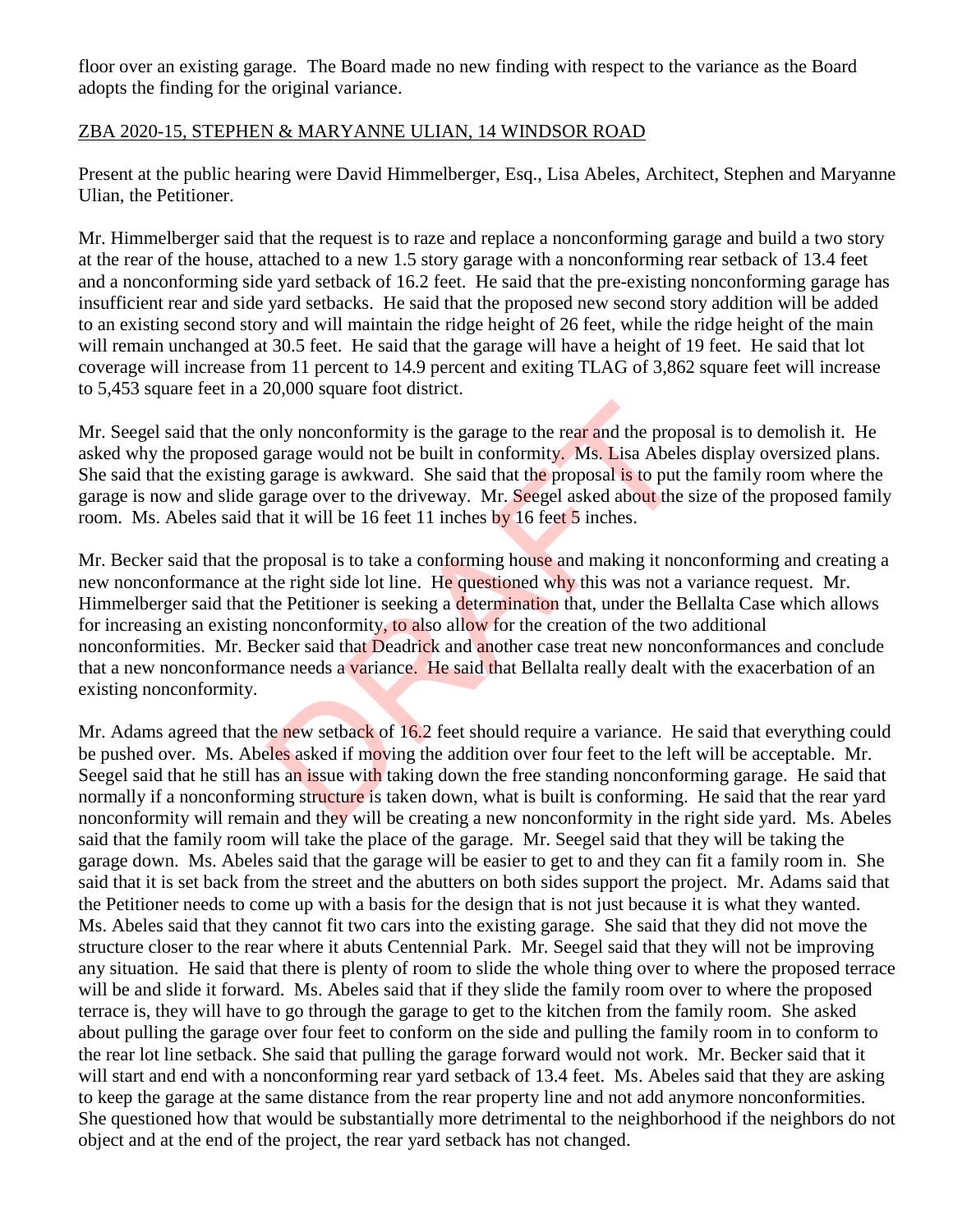floor over an existing garage. The Board made no new finding with respect to the variance as the Board adopts the finding for the original variance.

ZBA 2020-15, STEPHEN & MARYANNE ULIAN, 14 WINDSOR ROAD

Present at the public hearing were David Himmelberger, Esq., Lisa Abeles, Architect, Stephen and Maryanne Ulian, the Petitioner.

Mr. Himmelberger said that the request is to raze and replace a nonconforming garage and build a two story at the rear of the house, attached to a new 1.5 story garage with a nonconforming rear setback of 13.4 feet and a nonconforming side yard setback of 16.2 feet. He said that the pre-existing nonconforming garage has insufficient rear and side yard setbacks. He said that the proposed new second story addition will be added to an existing second story and will maintain the ridge height of 26 feet, while the ridge height of the main will remain unchanged at 30.5 feet. He said that the garage will have a height of 19 feet. He said that lot coverage will increase from 11 percent to 14.9 percent and exiting TLAG of 3,862 square feet will increase to 5,453 square feet in a 20,000 square foot district.

Mr. Seegel said that the only nonconformity is the garage to the rear and the proposal is to demolish it. He asked why the proposed garage would not be built in conformity. Ms. Lisa Abeles display oversized plans. She said that the existing garage is awkward. She said that the proposal is to put the family room where the garage is now and slide garage over to the driveway. Mr. Seegel asked about the size of the proposed family room. Ms. Abeles said that it will be 16 feet 11 inches by 16 feet 5 inches.

Mr. Becker said that the proposal is to take a conforming house and making it nonconforming and creating a new nonconformance at the right side lot line. He questioned why this was not a variance request. Mr. Himmelberger said that the Petitioner is seeking a determination that, under the Bellalta Case which allows for increasing an existing nonconformity, to also allow for the creation of the two additional nonconformities. Mr. Becker said that Deadrick and another case treat new nonconformances and conclude that a new nonconformance needs a variance. He said that Bellalta really dealt with the exacerbation of an existing nonconformity.

Mr. Adams agreed that the new setback of 16.2 feet should require a variance. He said that everything could be pushed over. Ms. Abeles asked if moving the addition over four feet to the left will be acceptable. Mr. Seegel said that he still has an issue with taking down the free standing nonconforming garage. He said that normally if a nonconforming structure is taken down, what is built is conforming. He said that the rear yard nonconformity will remain and they will be creating a new nonconformity in the right side yard. Ms. Abeles said that the family room will take the place of the garage. Mr. Seegel said that they will be taking the garage down. Ms. Abeles said that the garage will be easier to get to and they can fit a family room in. She said that it is set back from the street and the abutters on both sides support the project. Mr. Adams said that the Petitioner needs to come up with a basis for the design that is not just because it is what they wanted. Ms. Abeles said that they cannot fit two cars into the existing garage. She said that they did not move the structure closer to the rear where it abuts Centennial Park. Mr. Seegel said that they will not be improving any situation. He said that there is plenty of room to slide the whole thing over to where the proposed terrace will be and slide it forward. Ms. Abeles said that if they slide the family room over to where the proposed terrace is, they will have to go through the garage to get to the kitchen from the family room. She asked about pulling the garage over four feet to conform on the side and pulling the family room in to conform to the rear lot line setback. She said that pulling the garage forward would not work. Mr. Becker said that it will start and end with a nonconforming rear yard setback of 13.4 feet. Ms. Abeles said that they are asking to keep the garage at the same distance from the rear property line and not add anymore nonconformities. She questioned how that would be substantially more detrimental to the neighborhood if the neighbors do not object and at the end of the project, the rear yard setback has not changed.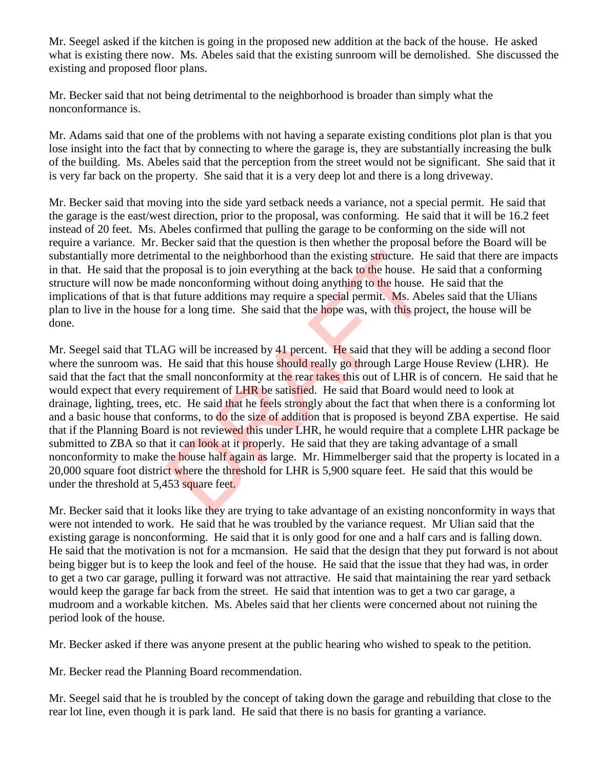Mr. Seegel asked if the kitchen is going in the proposed new addition at the back of the house. He asked what is existing there now. Ms. Abeles said that the existing sunroom will be demolished. She discussed the existing and proposed floor plans.

Mr. Becker said that not being detrimental to the neighborhood is broader than simply what the nonconformance is.

Mr. Adams said that one of the problems with not having a separate existing conditions plot plan is that you lose insight into the fact that by connecting to where the garage is, they are substantially increasing the bulk of the building. Ms. Abeles said that the perception from the street would not be significant. She said that it is very far back on the property. She said that it is a very deep lot and there is a long driveway.

Mr. Becker said that moving into the side yard setback needs a variance, not a special permit. He said that the garage is the east/west direction, prior to the proposal, was conforming. He said that it will be 16.2 feet instead of 20 feet. Ms. Abeles confirmed that pulling the garage to be conforming on the side will not require a variance. Mr. Becker said that the question is then whether the proposal before the Board will be substantially more detrimental to the neighborhood than the existing structure. He said that there are impacts in that. He said that the proposal is to join everything at the back to the house. He said that a conforming structure will now be made nonconforming without doing anything to the house. He said that the implications of that is that future additions may require a special permit. Ms. Abeles said that the Ulians plan to live in the house for a long time. She said that the hope was, with this project, the house will be done.

Mr. Seegel said that TLAG will be increased by 41 percent. He said that they will be adding a second floor where the sunroom was. He said that this house should really go through Large House Review (LHR). He said that the fact that the small nonconformity at the rear takes this out of LHR is of concern. He said that he would expect that every requirement of LHR be satisfied. He said that Board would need to look at drainage, lighting, trees, etc. He said that he feels strongly about the fact that when there is a conforming lot and a basic house that conforms, to do the size of addition that is proposed is beyond ZBA expertise. He said that if the Planning Board is not reviewed this under LHR, he would require that a complete LHR package be submitted to ZBA so that it can look at it properly. He said that they are taking advantage of a small nonconformity to make the house half again as large. Mr. Himmelberger said that the property is located in a 20,000 square foot district where the threshold for LHR is 5,900 square feet. He said that this would be under the threshold at 5,453 square feet.

Mr. Becker said that it looks like they are trying to take advantage of an existing nonconformity in ways that were not intended to work. He said that he was troubled by the variance request. Mr Ulian said that the existing garage is nonconforming. He said that it is only good for one and a half cars and is falling down. He said that the motivation is not for a mcmansion. He said that the design that they put forward is not about being bigger but is to keep the look and feel of the house. He said that the issue that they had was, in order to get a two car garage, pulling it forward was not attractive. He said that maintaining the rear yard setback would keep the garage far back from the street. He said that intention was to get a two car garage, a mudroom and a workable kitchen. Ms. Abeles said that her clients were concerned about not ruining the period look of the house.

Mr. Becker asked if there was anyone present at the public hearing who wished to speak to the petition.

Mr. Becker read the Planning Board recommendation.

Mr. Seegel said that he is troubled by the concept of taking down the garage and rebuilding that close to the rear lot line, even though it is park land. He said that there is no basis for granting a variance.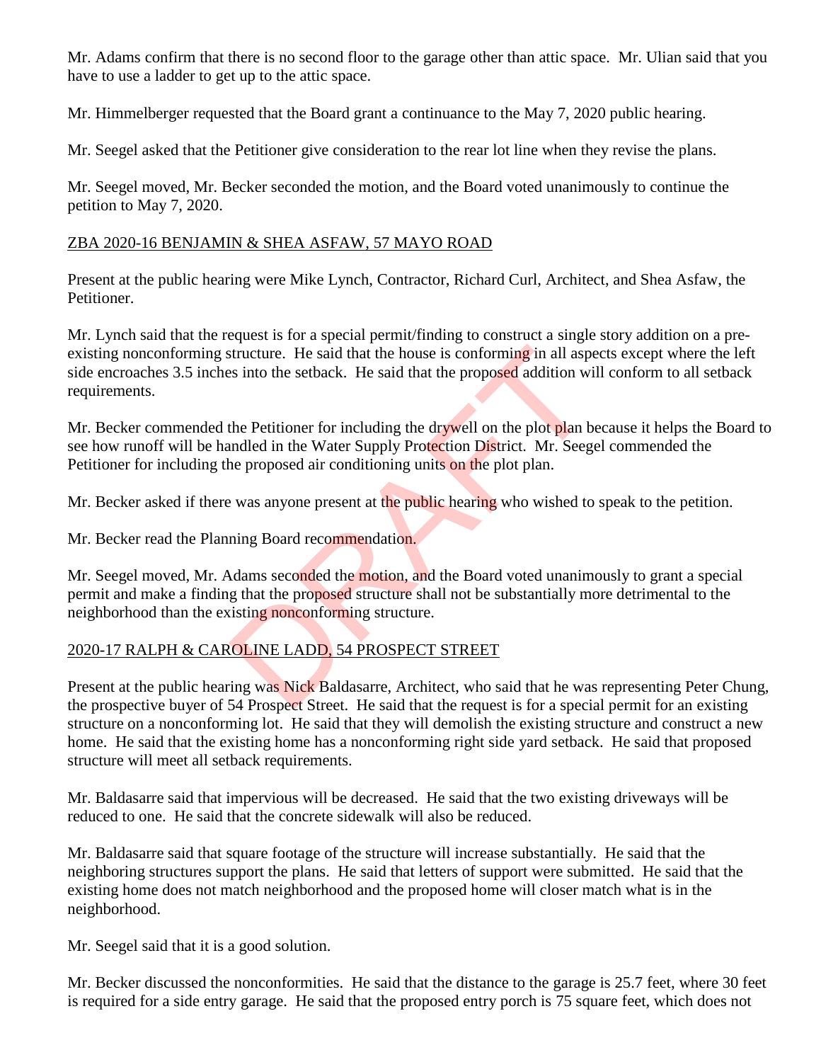Mr. Adams confirm that there is no second floor to the garage other than attic space. Mr. Ulian said that you have to use a ladder to get up to the attic space.

Mr. Himmelberger requested that the Board grant a continuance to the May 7, 2020 public hearing.

Mr. Seegel asked that the Petitioner give consideration to the rear lot line when they revise the plans.

Mr. Seegel moved, Mr. Becker seconded the motion, and the Board voted unanimously to continue the petition to May 7, 2020.

ZBA 2020-16 BENJAMIN & SHEA ASFAW, 57 MAYO ROAD

Present at the public hearing were Mike Lynch, Contractor, Richard Curl, Architect, and Shea Asfaw, the Petitioner.

Mr. Lynch said that the request is for a special permit/finding to construct a single story addition on a pre-existing nonconforming structure. He said that the house is conforming in all aspects except where the left side encroaches 3.5 inches into the setback. He said that the proposed addition will conform to all setback requirements.

Mr. Becker commended the Petitioner for including the drywell on the plot plan because it helps the Board to see how runoff will be handled in the Water Supply Protection District. Mr. Seegel commended the Petitioner for including the proposed air conditioning units on the plot plan.

Mr. Becker asked if there was anyone present at the public hearing who wished to speak to the petition.

Mr. Becker read the Planning Board recommendation.

Mr. Seegel moved, Mr. Adams seconded the motion, and the Board voted unanimously to grant a special permit and make a finding that the proposed structure shall not be substantially more detrimental to the neighborhood than the existing nonconforming structure.

2020-17 RALPH & CAROLINE LADD, 54 PROSPECT STREET

Present at the public hearing was Nick Baldasarre, Architect, who said that he was representing Peter Chung, the prospective buyer of 54 Prospect Street. He said that the request is for a special permit for an existing structure on a nonconforming lot. He said that they will demolish the existing structure and construct a new home. He said that the existing home has a nonconforming right side yard setback. He said that proposed structure will meet all setback requirements.

Mr. Baldasarre said that impervious will be decreased. He said that the two existing driveways will be reduced to one. He said that the concrete sidewalk will also be reduced.

Mr. Baldasarre said that square footage of the structure will increase substantially. He said that the neighboring structures support the plans. He said that letters of support were submitted. He said that the existing home does not match neighborhood and the proposed home will closer match what is in the neighborhood.

Mr. Seegel said that it is a good solution.

Mr. Becker discussed the nonconformities. He said that the distance to the garage is 25.7 feet, where 30 feet is required for a side entry garage. He said that the proposed entry porch is 75 square feet, which does not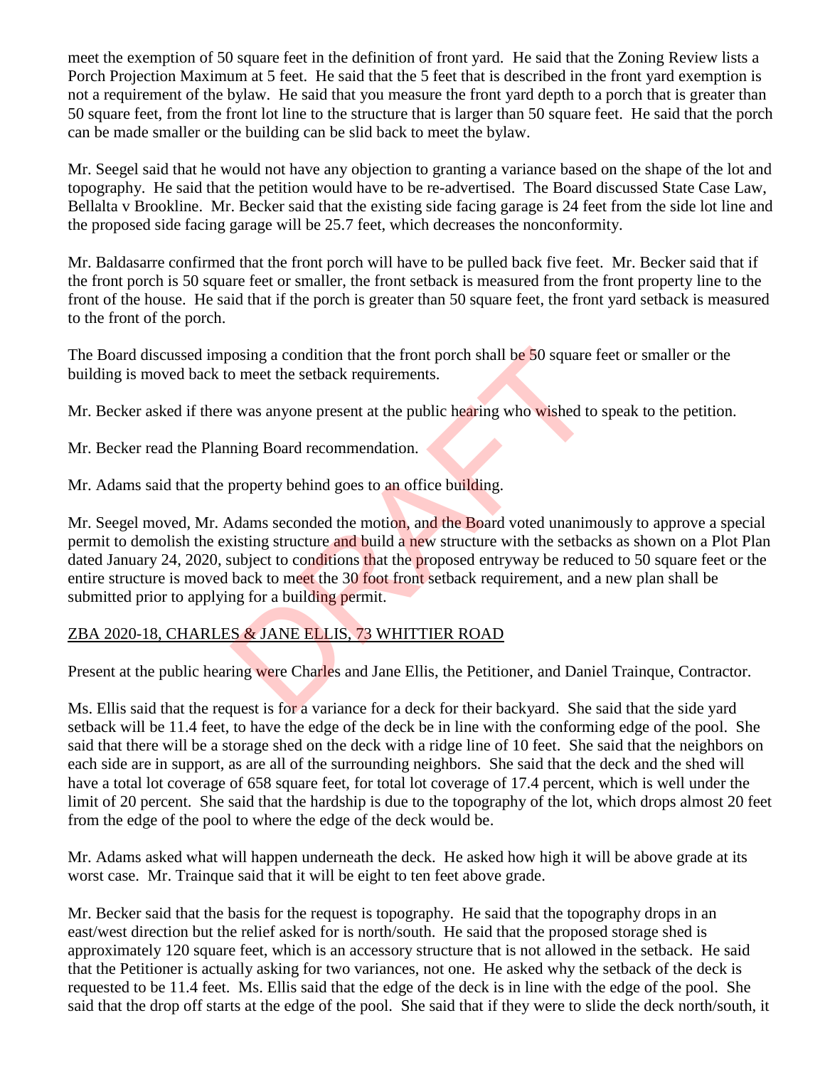meet the exemption of 50 square feet in the definition of front yard. He said that the Zoning Review lists a Porch Projection Maximum at 5 feet. He said that the 5 feet that is described in the front yard exemption is not a requirement of the bylaw. He said that you measure the front yard depth to a porch that is greater than 50 square feet, from the front lot line to the structure that is larger than 50 square feet. He said that the porch can be made smaller or the building can be slid back to meet the bylaw.

Mr. Seegel said that he would not have any objection to granting a variance based on the shape of the lot and topography. He said that the petition would have to be re-advertised. The Board discussed State Case Law, Bellalta v Brookline. Mr. Becker said that the existing side facing garage is 24 feet from the side lot line and the proposed side facing garage will be 25.7 feet, which decreases the nonconformity.

Mr. Baldasarre confirmed that the front porch will have to be pulled back five feet. Mr. Becker said that if the front porch is 50 square feet or smaller, the front setback is measured from the front property line to the front of the house. He said that if the porch is greater than 50 square feet, the front yard setback is measured to the front of the porch.

The Board discussed imposing a condition that the front porch shall be 50 square feet or smaller or the building is moved back to meet the setback requirements.

Mr. Becker asked if there was anyone present at the public hearing who wished to speak to the petition.

Mr. Becker read the Planning Board recommendation.

Mr. Adams said that the property behind goes to an office building.

Mr. Seegel moved, Mr. Adams seconded the motion, and the Board voted unanimously to approve a special permit to demolish the existing structure and build a new structure with the setbacks as shown on a Plot Plan dated January 24, 2020, subject to conditions that the proposed entryway be reduced to 50 square feet or the entire structure is moved back to meet the 30 foot front setback requirement, and a new plan shall be submitted prior to applying for a building permit.

## ZBA 2020-18, CHARLES & JANE ELLIS, 73 WHITTIER ROAD

Present at the public hearing were Charles and Jane Ellis, the Petitioner, and Daniel Trainque, Contractor.

Ms. Ellis said that the request is for a variance for a deck for their backyard. She said that the side yard setback will be 11.4 feet, to have the edge of the deck be in line with the conforming edge of the pool. She said that there will be a storage shed on the deck with a ridge line of 10 feet. She said that the neighbors on each side are in support, as are all of the surrounding neighbors. She said that the deck and the shed will have a total lot coverage of 658 square feet, for total lot coverage of 17.4 percent, which is well under the limit of 20 percent. She said that the hardship is due to the topography of the lot, which drops almost 20 feet from the edge of the pool to where the edge of the deck would be.

Mr. Adams asked what will happen underneath the deck. He asked how high it will be above grade at its worst case. Mr. Trainque said that it will be eight to ten feet above grade.

Mr. Becker said that the basis for the request is topography. He said that the topography drops in an east/west direction but the relief asked for is north/south. He said that the proposed storage shed is approximately 120 square feet, which is an accessory structure that is not allowed in the setback. He said that the Petitioner is actually asking for two variances, not one. He asked why the setback of the deck is requested to be 11.4 feet. Ms. Ellis said that the edge of the deck is in line with the edge of the pool. She said that the drop off starts at the edge of the pool. She said that if they were to slide the deck north/south, it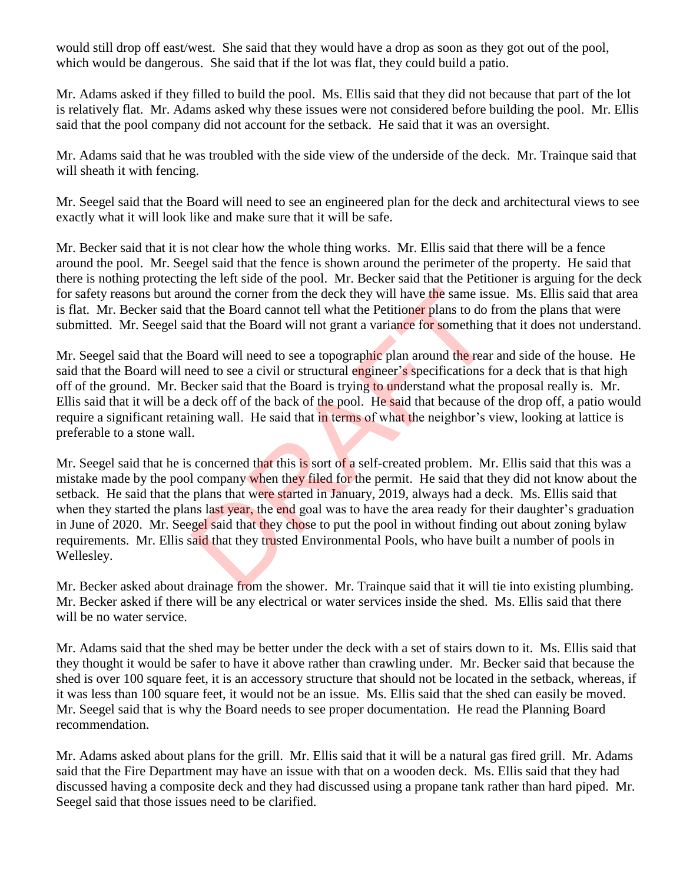would still drop off east/west. She said that they would have a drop as soon as they got out of the pool, which would be dangerous. She said that if the lot was flat, they could build a patio.

Mr. Adams asked if they filled to build the pool. Ms. Ellis said that they did not because that part of the lot is relatively flat. Mr. Adams asked why these issues were not considered before building the pool. Mr. Ellis said that the pool company did not account for the setback. He said that it was an oversight.

Mr. Adams said that he was troubled with the side view of the underside of the deck. Mr. Trainque said that will sheath it with fencing.

Mr. Seegel said that the Board will need to see an engineered plan for the deck and architectural views to see exactly what it will look like and make sure that it will be safe.

Mr. Becker said that it is not clear how the whole thing works. Mr. Ellis said that there will be a fence around the pool. Mr. Seegel said that the fence is shown around the perimeter of the property. He said that there is nothing protecting the left side of the pool. Mr. Becker said that the Petitioner is arguing for the deck for safety reasons but around the corner from the deck they will have the same issue. Ms. Ellis said that area is flat. Mr. Becker said that the Board cannot tell what the Petitioner plans to do from the plans that were submitted. Mr. Seegel said that the Board will not grant a variance for something that it does not understand.

Mr. Seegel said that the Board will need to see a topographic plan around the rear and side of the house. He said that the Board will need to see a civil or structural engineer's specifications for a deck that is that high off of the ground. Mr. Becker said that the Board is trying to understand what the proposal really is. Mr. Ellis said that it will be a deck off of the back of the pool. He said that because of the drop off, a patio would require a significant retaining wall. He said that in terms of what the neighbor's view, looking at lattice is preferable to a stone wall.

Mr. Seegel said that he is concerned that this is sort of a self-created problem. Mr. Ellis said that this was a mistake made by the pool company when they filed for the permit. He said that they did not know about the setback. He said that the plans that were started in January, 2019, always had a deck. Ms. Ellis said that when they started the plans last year, the end goal was to have the area ready for their daughter's graduation in June of 2020. Mr. Seegel said that they chose to put the pool in without finding out about zoning bylaw requirements. Mr. Ellis said that they trusted Environmental Pools, who have built a number of pools in Wellesley.

Mr. Becker asked about drainage from the shower. Mr. Trainque said that it will tie into existing plumbing. Mr. Becker asked if there will be any electrical or water services inside the shed. Ms. Ellis said that there will be no water service.

Mr. Adams said that the shed may be better under the deck with a set of stairs down to it. Ms. Ellis said that they thought it would be safer to have it above rather than crawling under. Mr. Becker said that because the shed is over 100 square feet, it is an accessory structure that should not be located in the setback, whereas, if it was less than 100 square feet, it would not be an issue. Ms. Ellis said that the shed can easily be moved. Mr. Seegel said that is why the Board needs to see proper documentation. He read the Planning Board recommendation.

Mr. Adams asked about plans for the grill. Mr. Ellis said that it will be a natural gas fired grill. Mr. Adams said that the Fire Department may have an issue with that on a wooden deck. Ms. Ellis said that they had discussed having a composite deck and they had discussed using a propane tank rather than hard piped. Mr. Seegel said that those issues need to be clarified.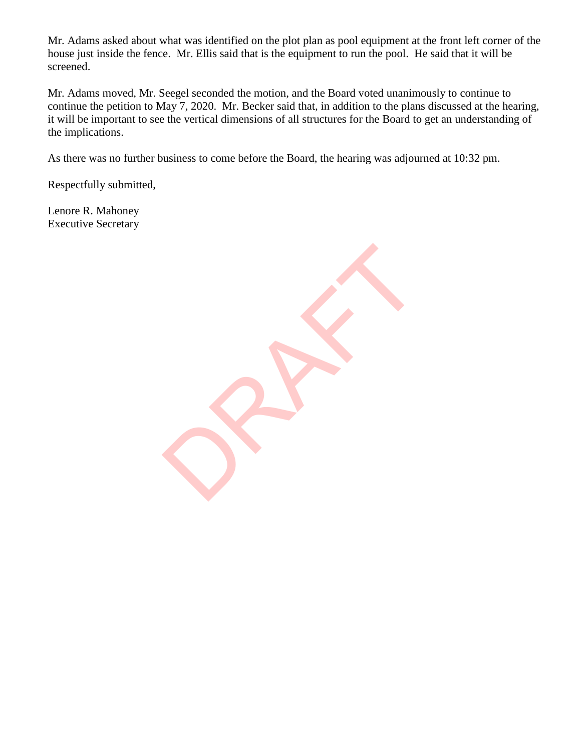Mr. Adams asked about what was identified on the plot plan as pool equipment at the front left corner of the house just inside the fence. Mr. Ellis said that is the equipment to run the pool. He said that it will be screened.

Mr. Adams moved, Mr. Seegel seconded the motion, and the Board voted unanimously to continue to continue the petition to May 7, 2020. Mr. Becker said that, in addition to the plans discussed at the hearing, it will be important to see the vertical dimensions of all structures for the Board to get an understanding of the implications.

As there was no further business to come before the Board, the hearing was adjourned at 10:32 pm.

Respectfully submitted,

Lenore R. Mahoney
Executive Secretary

DRAFT